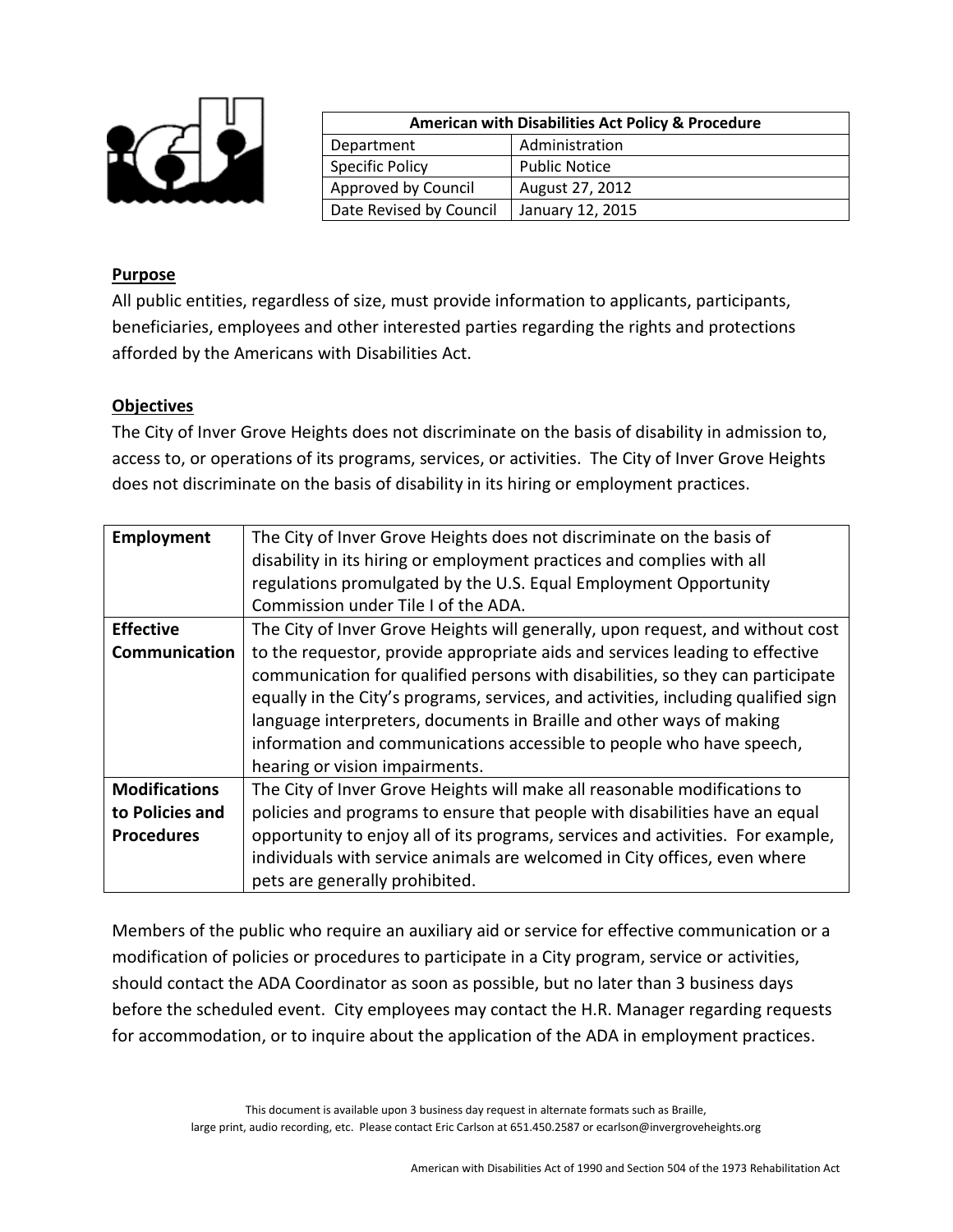| American with Disabilities Act Policy & Procedure | |
| --- | --- |
| Department | Administration |
| Specific Policy | Public Notice |
| Approved by Council | August 27, 2012 |
| Date Revised by Council | January 12, 2015 |

**Purpose**

All public entities, regardless of size, must provide information to applicants, participants, beneficiaries, employees and other interested parties regarding the rights and protections afforded by the Americans with Disabilities Act.

**Objectives**

The City of Inver Grove Heights does not discriminate on the basis of disability in admission to, access to, or operations of its programs, services, or activities. The City of Inver Grove Heights does not discriminate on the basis of disability in its hiring or employment practices.

| | |
| --- | --- |
| **Employment** | The City of Inver Grove Heights does not discriminate on the basis of disability in its hiring or employment practices and complies with all regulations promulgated by the U.S. Equal Employment Opportunity Commission under Tile I of the ADA. |
| **Effective Communication** | The City of Inver Grove Heights will generally, upon request, and without cost to the requestor, provide appropriate aids and services leading to effective communication for qualified persons with disabilities, so they can participate equally in the City's programs, services, and activities, including qualified sign language interpreters, documents in Braille and other ways of making information and communications accessible to people who have speech, hearing or vision impairments. |
| **Modifications to Policies and Procedures** | The City of Inver Grove Heights will make all reasonable modifications to policies and programs to ensure that people with disabilities have an equal opportunity to enjoy all of its programs, services and activities. For example, individuals with service animals are welcomed in City offices, even where pets are generally prohibited. |

Members of the public who require an auxiliary aid or service for effective communication or a modification of policies or procedures to participate in a City program, service or activities, should contact the ADA Coordinator as soon as possible, but no later than 3 business days before the scheduled event. City employees may contact the H.R. Manager regarding requests for accommodation, or to inquire about the application of the ADA in employment practices.

This document is available upon 3 business day request in alternate formats such as Braille, large print, audio recording, etc. Please contact Eric Carlson at 651.450.2587 or ecarlson@invergroveheights.org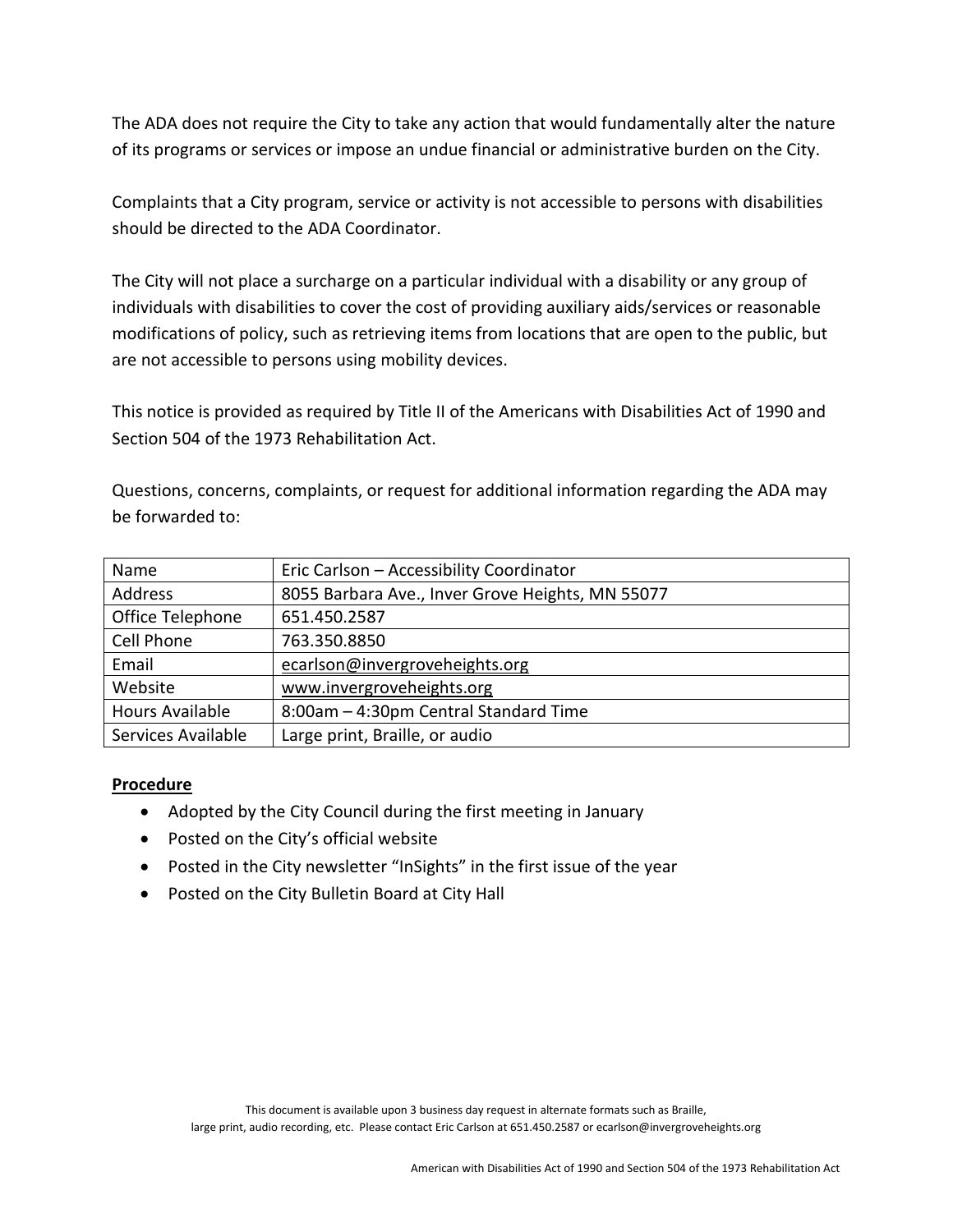The ADA does not require the City to take any action that would fundamentally alter the nature of its programs or services or impose an undue financial or administrative burden on the City.

Complaints that a City program, service or activity is not accessible to persons with disabilities should be directed to the ADA Coordinator.

The City will not place a surcharge on a particular individual with a disability or any group of individuals with disabilities to cover the cost of providing auxiliary aids/services or reasonable modifications of policy, such as retrieving items from locations that are open to the public, but are not accessible to persons using mobility devices.

This notice is provided as required by Title II of the Americans with Disabilities Act of 1990 and Section 504 of the 1973 Rehabilitation Act.

Questions, concerns, complaints, or request for additional information regarding the ADA may be forwarded to:

| | |
|---|---|
| Name | Eric Carlson – Accessibility Coordinator |
| Address | 8055 Barbara Ave., Inver Grove Heights, MN 55077 |
| Office Telephone | 651.450.2587 |
| Cell Phone | 763.350.8850 |
| Email | ecarlson@invergroveheights.org |
| Website | www.invergroveheights.org |
| Hours Available | 8:00am – 4:30pm Central Standard Time |
| Services Available | Large print, Braille, or audio |

**Procedure**

- Adopted by the City Council during the first meeting in January
- Posted on the City's official website
- Posted in the City newsletter "InSights" in the first issue of the year
- Posted on the City Bulletin Board at City Hall

This document is available upon 3 business day request in alternate formats such as Braille, large print, audio recording, etc. Please contact Eric Carlson at 651.450.2587 or ecarlson@invergroveheights.org